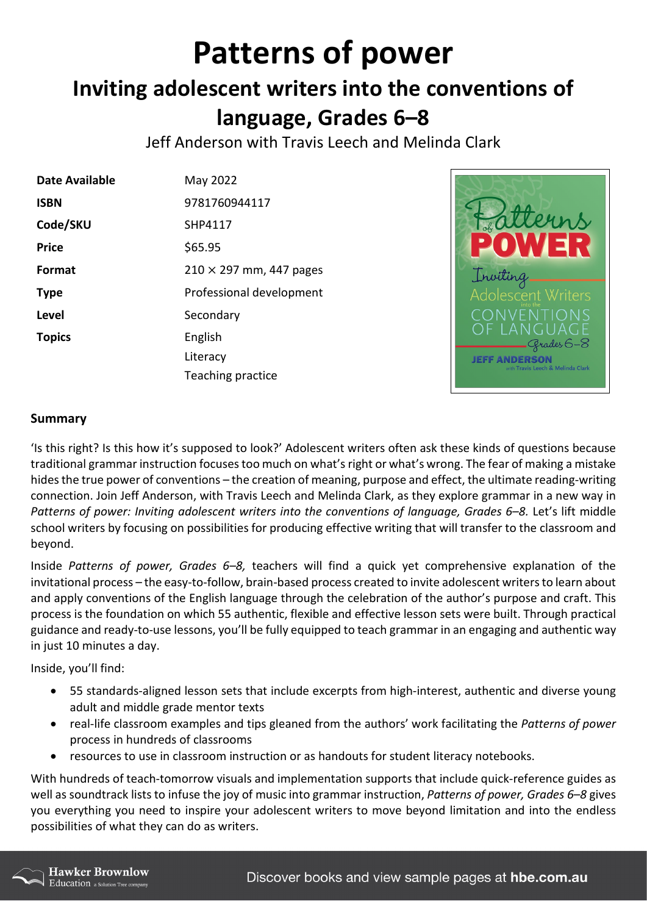# Patterns of power

## Inviting adolescent writers into the conventions of language, Grades 6–8

Jeff Anderson with Travis Leech and Melinda Clark

| | |
|---|---|
| **Date Available** | May 2022 |
| **ISBN** | 9781760944117 |
| **Code/SKU** | SHP4117 |
| **Price** | $65.95 |
| **Format** | 210 × 297 mm, 447 pages |
| **Type** | Professional development |
| **Level** | Secondary |
| **Topics** | English<br>Literacy<br>Teaching practice |

### Summary

'Is this right? Is this how it's supposed to look?' Adolescent writers often ask these kinds of questions because traditional grammar instruction focuses too much on what's right or what's wrong. The fear of making a mistake hides the true power of conventions – the creation of meaning, purpose and effect, the ultimate reading-writing connection. Join Jeff Anderson, with Travis Leech and Melinda Clark, as they explore grammar in a new way in *Patterns of power: Inviting adolescent writers into the conventions of language, Grades 6–8.* Let's lift middle school writers by focusing on possibilities for producing effective writing that will transfer to the classroom and beyond.

Inside *Patterns of power, Grades 6–8,* teachers will find a quick yet comprehensive explanation of the invitational process – the easy-to-follow, brain-based process created to invite adolescent writers to learn about and apply conventions of the English language through the celebration of the author's purpose and craft. This process is the foundation on which 55 authentic, flexible and effective lesson sets were built. Through practical guidance and ready-to-use lessons, you'll be fully equipped to teach grammar in an engaging and authentic way in just 10 minutes a day.

Inside, you'll find:

- 55 standards-aligned lesson sets that include excerpts from high-interest, authentic and diverse young adult and middle grade mentor texts
- real-life classroom examples and tips gleaned from the authors' work facilitating the *Patterns of power* process in hundreds of classrooms
- resources to use in classroom instruction or as handouts for student literacy notebooks.

With hundreds of teach-tomorrow visuals and implementation supports that include quick-reference guides as well as soundtrack lists to infuse the joy of music into grammar instruction, *Patterns of power, Grades 6–8* gives you everything you need to inspire your adolescent writers to move beyond limitation and into the endless possibilities of what they can do as writers.

Hawker Brownlow Education a Solution Tree company

Discover books and view sample pages at **hbe.com.au**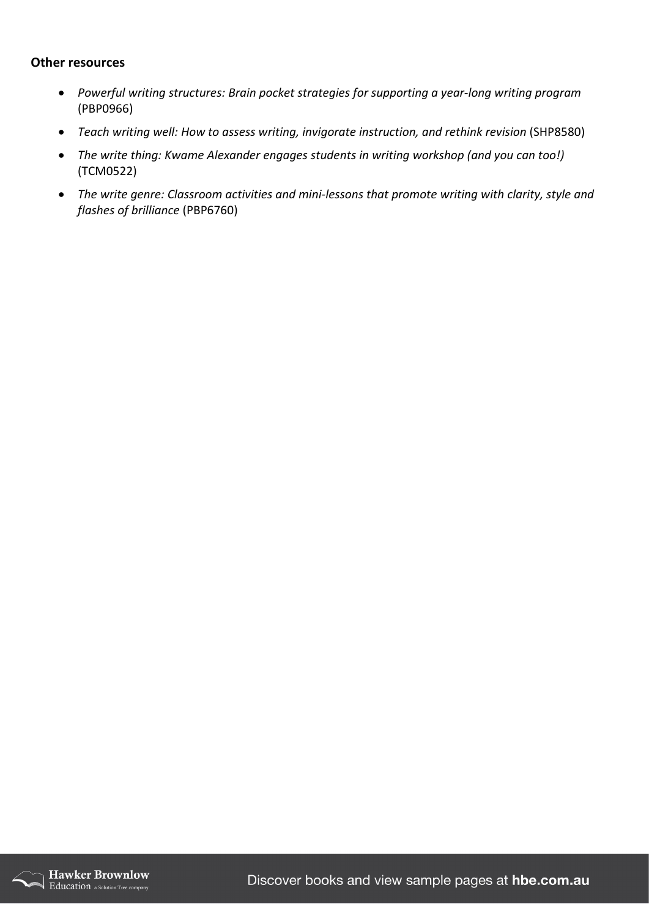**Other resources**

- *Powerful writing structures: Brain pocket strategies for supporting a year-long writing program* (PBP0966)
- *Teach writing well: How to assess writing, invigorate instruction, and rethink revision* (SHP8580)
- *The write thing: Kwame Alexander engages students in writing workshop (and you can too!)* (TCM0522)
- *The write genre: Classroom activities and mini-lessons that promote writing with clarity, style and flashes of brilliance* (PBP6760)